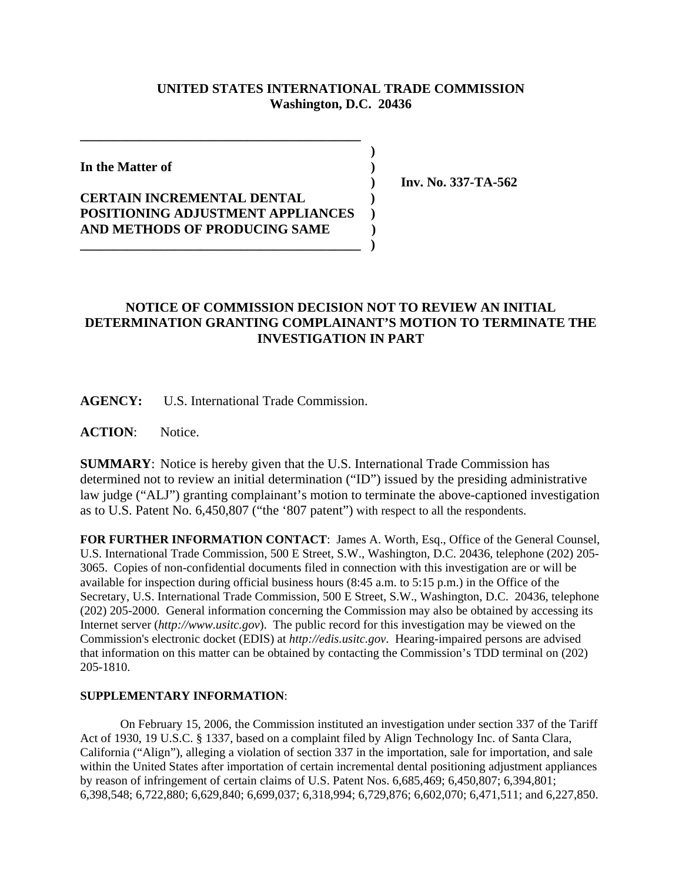**UNITED STATES INTERNATIONAL TRADE COMMISSION**
**Washington, D.C. 20436**

**In the Matter of**

**CERTAIN INCREMENTAL DENTAL POSITIONING ADJUSTMENT APPLIANCES AND METHODS OF PRODUCING SAME**

**Inv. No. 337-TA-562**

## NOTICE OF COMMISSION DECISION NOT TO REVIEW AN INITIAL DETERMINATION GRANTING COMPLAINANT'S MOTION TO TERMINATE THE INVESTIGATION IN PART

**AGENCY:** U.S. International Trade Commission.

**ACTION**: Notice.

**SUMMARY**: Notice is hereby given that the U.S. International Trade Commission has determined not to review an initial determination ("ID") issued by the presiding administrative law judge ("ALJ") granting complainant's motion to terminate the above-captioned investigation as to U.S. Patent No. 6,450,807 ("the '807 patent") with respect to all the respondents.

**FOR FURTHER INFORMATION CONTACT**: James A. Worth, Esq., Office of the General Counsel, U.S. International Trade Commission, 500 E Street, S.W., Washington, D.C. 20436, telephone (202) 205-3065. Copies of non-confidential documents filed in connection with this investigation are or will be available for inspection during official business hours (8:45 a.m. to 5:15 p.m.) in the Office of the Secretary, U.S. International Trade Commission, 500 E Street, S.W., Washington, D.C. 20436, telephone (202) 205-2000. General information concerning the Commission may also be obtained by accessing its Internet server (*http://www.usitc.gov*). The public record for this investigation may be viewed on the Commission's electronic docket (EDIS) at *http://edis.usitc.gov*. Hearing-impaired persons are advised that information on this matter can be obtained by contacting the Commission's TDD terminal on (202) 205-1810.

**SUPPLEMENTARY INFORMATION**:

On February 15, 2006, the Commission instituted an investigation under section 337 of the Tariff Act of 1930, 19 U.S.C. § 1337, based on a complaint filed by Align Technology Inc. of Santa Clara, California ("Align"), alleging a violation of section 337 in the importation, sale for importation, and sale within the United States after importation of certain incremental dental positioning adjustment appliances by reason of infringement of certain claims of U.S. Patent Nos. 6,685,469; 6,450,807; 6,394,801; 6,398,548; 6,722,880; 6,629,840; 6,699,037; 6,318,994; 6,729,876; 6,602,070; 6,471,511; and 6,227,850.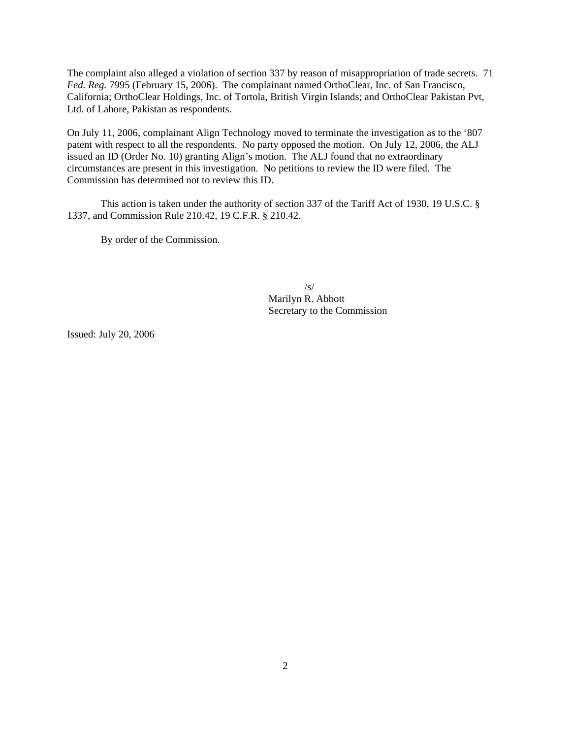The complaint also alleged a violation of section 337 by reason of misappropriation of trade secrets. 71 *Fed. Reg.* 7995 (February 15, 2006). The complainant named OrthoClear, Inc. of San Francisco, California; OrthoClear Holdings, Inc. of Tortola, British Virgin Islands; and OrthoClear Pakistan Pvt, Ltd. of Lahore, Pakistan as respondents.

On July 11, 2006, complainant Align Technology moved to terminate the investigation as to the '807 patent with respect to all the respondents. No party opposed the motion. On July 12, 2006, the ALJ issued an ID (Order No. 10) granting Align's motion. The ALJ found that no extraordinary circumstances are present in this investigation. No petitions to review the ID were filed. The Commission has determined not to review this ID.

This action is taken under the authority of section 337 of the Tariff Act of 1930, 19 U.S.C. § 1337, and Commission Rule 210.42, 19 C.F.R. § 210.42.

By order of the Commission.

/s/
Marilyn R. Abbott
Secretary to the Commission

Issued: July 20, 2006